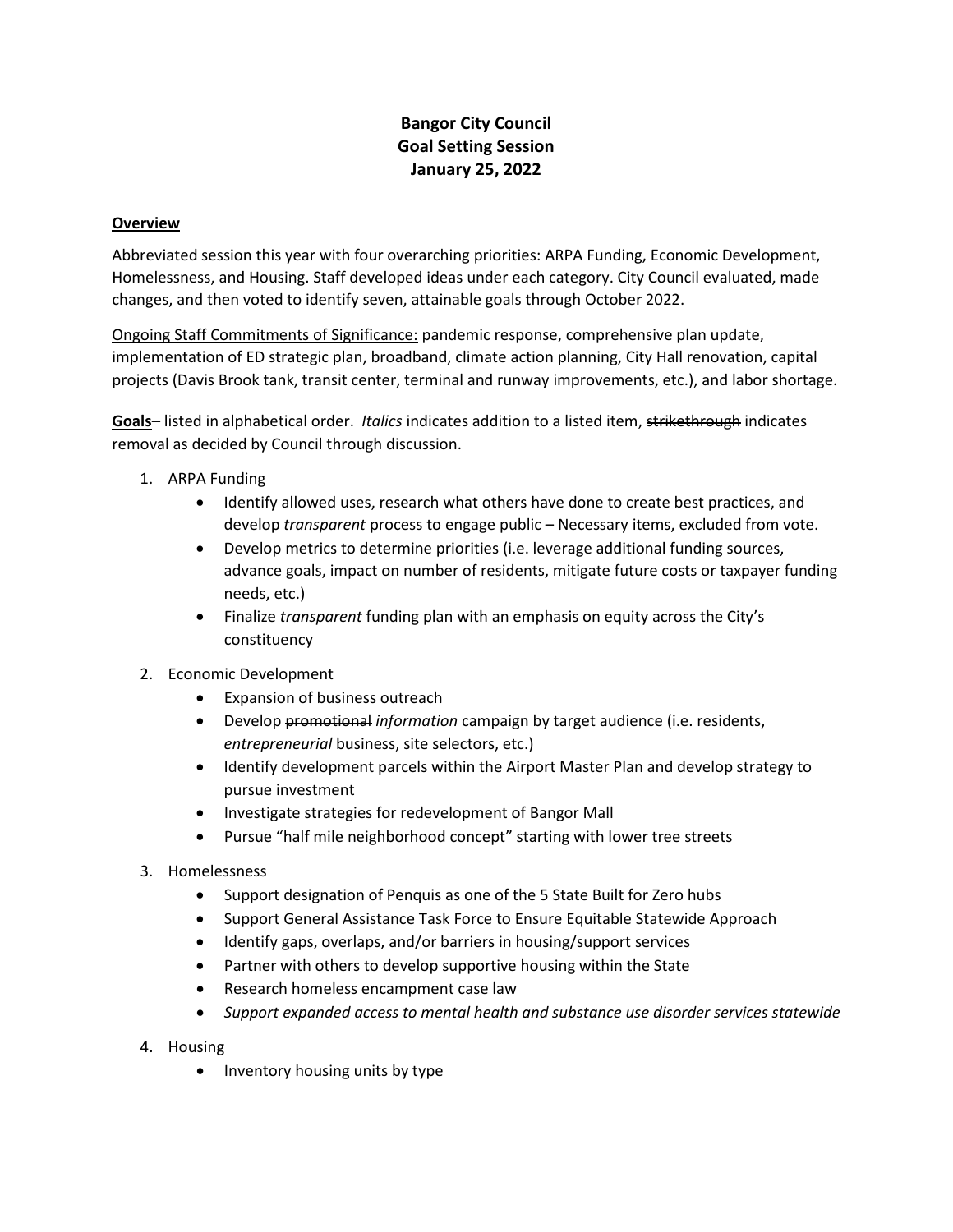# Bangor City Council
## Goal Setting Session
## January 25, 2022

**Overview**

Abbreviated session this year with four overarching priorities: ARPA Funding, Economic Development, Homelessness, and Housing. Staff developed ideas under each category. City Council evaluated, made changes, and then voted to identify seven, attainable goals through October 2022.

Ongoing Staff Commitments of Significance: pandemic response, comprehensive plan update, implementation of ED strategic plan, broadband, climate action planning, City Hall renovation, capital projects (Davis Brook tank, transit center, terminal and runway improvements, etc.), and labor shortage.

**Goals**– listed in alphabetical order. *Italics* indicates addition to a listed item, ~~strikethrough~~ indicates removal as decided by Council through discussion.

1. ARPA Funding
   - Identify allowed uses, research what others have done to create best practices, and develop *transparent* process to engage public – Necessary items, excluded from vote.
   - Develop metrics to determine priorities (i.e. leverage additional funding sources, advance goals, impact on number of residents, mitigate future costs or taxpayer funding needs, etc.)
   - Finalize *transparent* funding plan with an emphasis on equity across the City's constituency
2. Economic Development
   - Expansion of business outreach
   - Develop ~~promotional~~ *information* campaign by target audience (i.e. residents, *entrepreneurial* business, site selectors, etc.)
   - Identify development parcels within the Airport Master Plan and develop strategy to pursue investment
   - Investigate strategies for redevelopment of Bangor Mall
   - Pursue "half mile neighborhood concept" starting with lower tree streets
3. Homelessness
   - Support designation of Penquis as one of the 5 State Built for Zero hubs
   - Support General Assistance Task Force to Ensure Equitable Statewide Approach
   - Identify gaps, overlaps, and/or barriers in housing/support services
   - Partner with others to develop supportive housing within the State
   - Research homeless encampment case law
   - *Support expanded access to mental health and substance use disorder services statewide*
4. Housing
   - Inventory housing units by type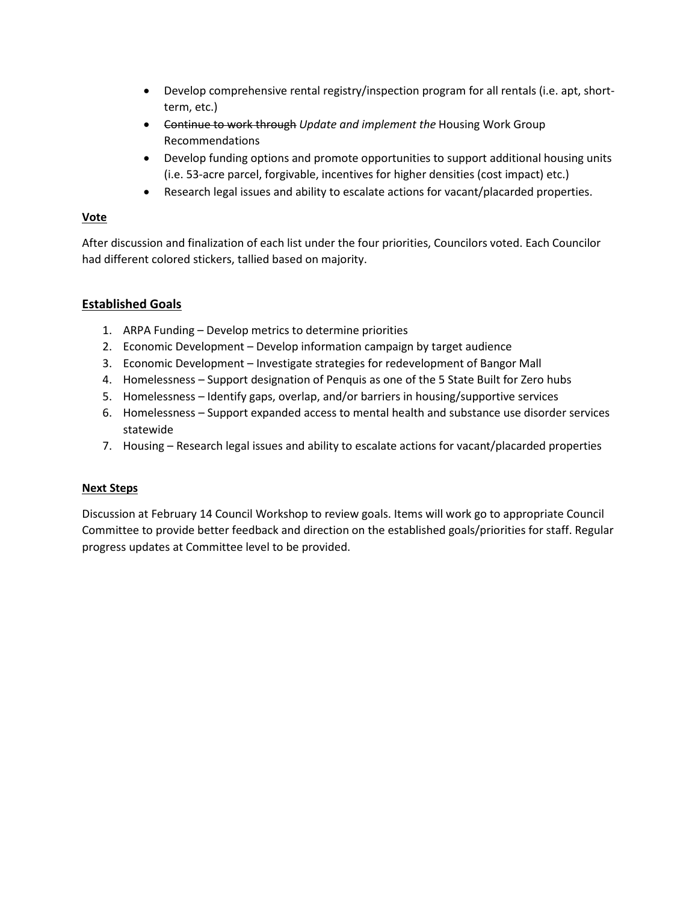- Develop comprehensive rental registry/inspection program for all rentals (i.e. apt, short-term, etc.)
- ~~Continue to work through~~ *Update and implement the* Housing Work Group Recommendations
- Develop funding options and promote opportunities to support additional housing units (i.e. 53-acre parcel, forgivable, incentives for higher densities (cost impact) etc.)
- Research legal issues and ability to escalate actions for vacant/placarded properties.

**Vote**

After discussion and finalization of each list under the four priorities, Councilors voted. Each Councilor had different colored stickers, tallied based on majority.

## Established Goals

1. ARPA Funding – Develop metrics to determine priorities
2. Economic Development – Develop information campaign by target audience
3. Economic Development – Investigate strategies for redevelopment of Bangor Mall
4. Homelessness – Support designation of Penquis as one of the 5 State Built for Zero hubs
5. Homelessness – Identify gaps, overlap, and/or barriers in housing/supportive services
6. Homelessness – Support expanded access to mental health and substance use disorder services statewide
7. Housing – Research legal issues and ability to escalate actions for vacant/placarded properties

**Next Steps**

Discussion at February 14 Council Workshop to review goals. Items will work go to appropriate Council Committee to provide better feedback and direction on the established goals/priorities for staff. Regular progress updates at Committee level to be provided.